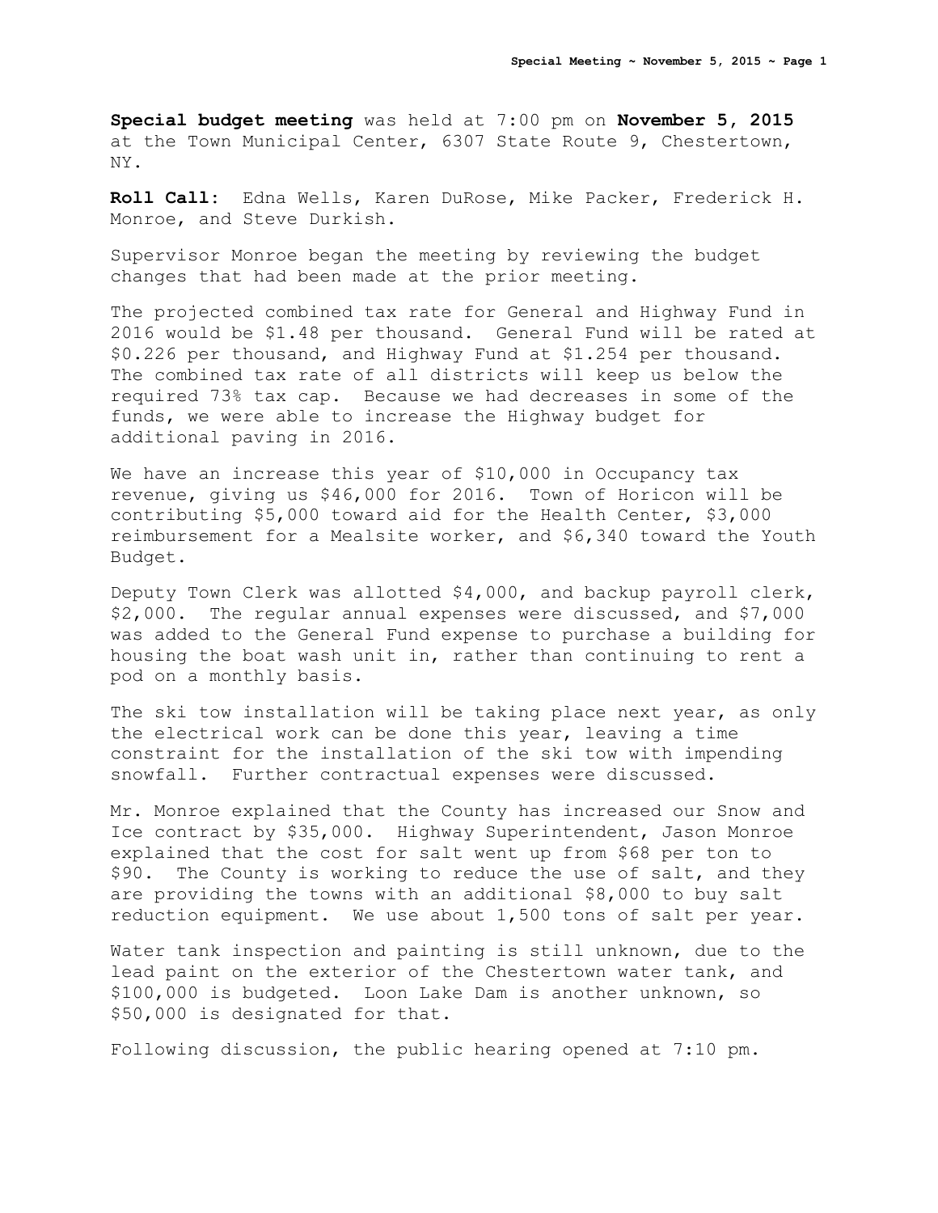**Special budget meeting** was held at 7:00 pm on **November 5, 2015** at the Town Municipal Center, 6307 State Route 9, Chestertown, NY.

**Roll Call:** Edna Wells, Karen DuRose, Mike Packer, Frederick H. Monroe, and Steve Durkish.

Supervisor Monroe began the meeting by reviewing the budget changes that had been made at the prior meeting.

The projected combined tax rate for General and Highway Fund in 2016 would be $1.48 per thousand. General Fund will be rated at $0.226 per thousand, and Highway Fund at $1.254 per thousand. The combined tax rate of all districts will keep us below the required 73% tax cap. Because we had decreases in some of the funds, we were able to increase the Highway budget for additional paving in 2016.

We have an increase this year of $10,000 in Occupancy tax revenue, giving us $46,000 for 2016. Town of Horicon will be contributing $5,000 toward aid for the Health Center, $3,000 reimbursement for a Mealsite worker, and $6,340 toward the Youth Budget.

Deputy Town Clerk was allotted $4,000, and backup payroll clerk, $2,000. The regular annual expenses were discussed, and $7,000 was added to the General Fund expense to purchase a building for housing the boat wash unit in, rather than continuing to rent a pod on a monthly basis.

The ski tow installation will be taking place next year, as only the electrical work can be done this year, leaving a time constraint for the installation of the ski tow with impending snowfall. Further contractual expenses were discussed.

Mr. Monroe explained that the County has increased our Snow and Ice contract by $35,000. Highway Superintendent, Jason Monroe explained that the cost for salt went up from $68 per ton to $90. The County is working to reduce the use of salt, and they are providing the towns with an additional $8,000 to buy salt reduction equipment. We use about 1,500 tons of salt per year.

Water tank inspection and painting is still unknown, due to the lead paint on the exterior of the Chestertown water tank, and $100,000 is budgeted. Loon Lake Dam is another unknown, so $50,000 is designated for that.

Following discussion, the public hearing opened at 7:10 pm.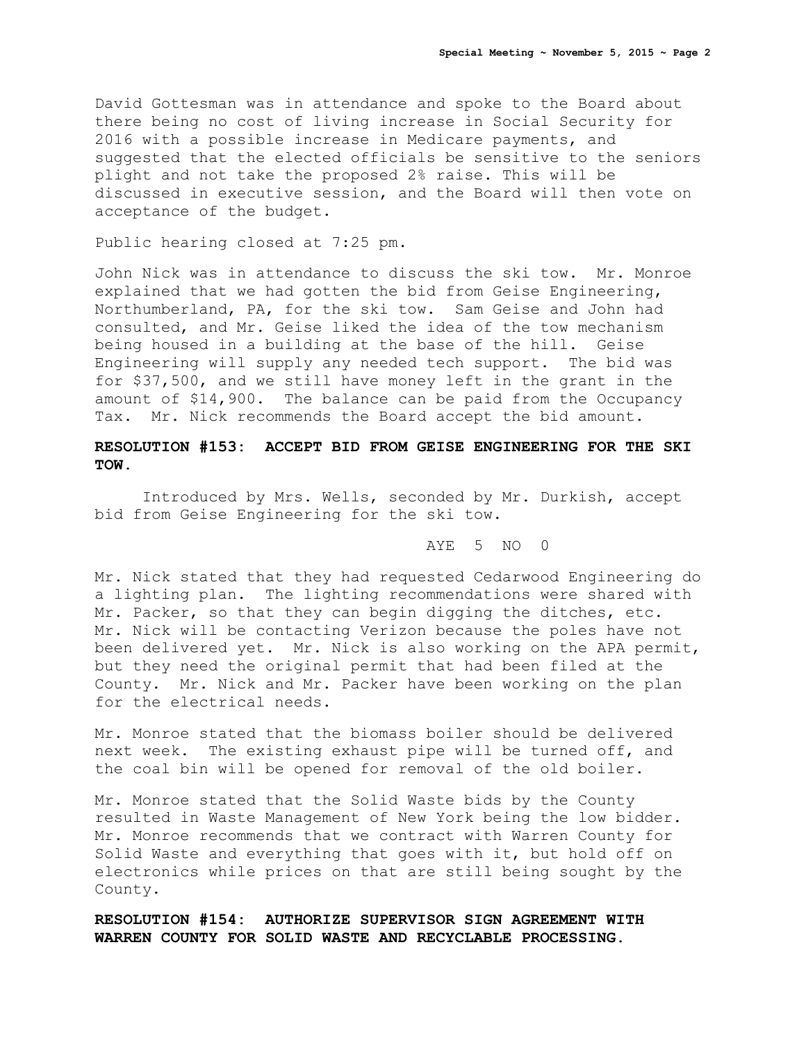David Gottesman was in attendance and spoke to the Board about there being no cost of living increase in Social Security for 2016 with a possible increase in Medicare payments, and suggested that the elected officials be sensitive to the seniors plight and not take the proposed 2% raise. This will be discussed in executive session, and the Board will then vote on acceptance of the budget.

Public hearing closed at 7:25 pm.

John Nick was in attendance to discuss the ski tow. Mr. Monroe explained that we had gotten the bid from Geise Engineering, Northumberland, PA, for the ski tow. Sam Geise and John had consulted, and Mr. Geise liked the idea of the tow mechanism being housed in a building at the base of the hill. Geise Engineering will supply any needed tech support. The bid was for $37,500, and we still have money left in the grant in the amount of $14,900. The balance can be paid from the Occupancy Tax. Mr. Nick recommends the Board accept the bid amount.

**RESOLUTION #153: ACCEPT BID FROM GEISE ENGINEERING FOR THE SKI TOW.**

Introduced by Mrs. Wells, seconded by Mr. Durkish, accept bid from Geise Engineering for the ski tow.

AYE 5 NO 0

Mr. Nick stated that they had requested Cedarwood Engineering do a lighting plan. The lighting recommendations were shared with Mr. Packer, so that they can begin digging the ditches, etc. Mr. Nick will be contacting Verizon because the poles have not been delivered yet. Mr. Nick is also working on the APA permit, but they need the original permit that had been filed at the County. Mr. Nick and Mr. Packer have been working on the plan for the electrical needs.

Mr. Monroe stated that the biomass boiler should be delivered next week. The existing exhaust pipe will be turned off, and the coal bin will be opened for removal of the old boiler.

Mr. Monroe stated that the Solid Waste bids by the County resulted in Waste Management of New York being the low bidder. Mr. Monroe recommends that we contract with Warren County for Solid Waste and everything that goes with it, but hold off on electronics while prices on that are still being sought by the County.

**RESOLUTION #154: AUTHORIZE SUPERVISOR SIGN AGREEMENT WITH WARREN COUNTY FOR SOLID WASTE AND RECYCLABLE PROCESSING.**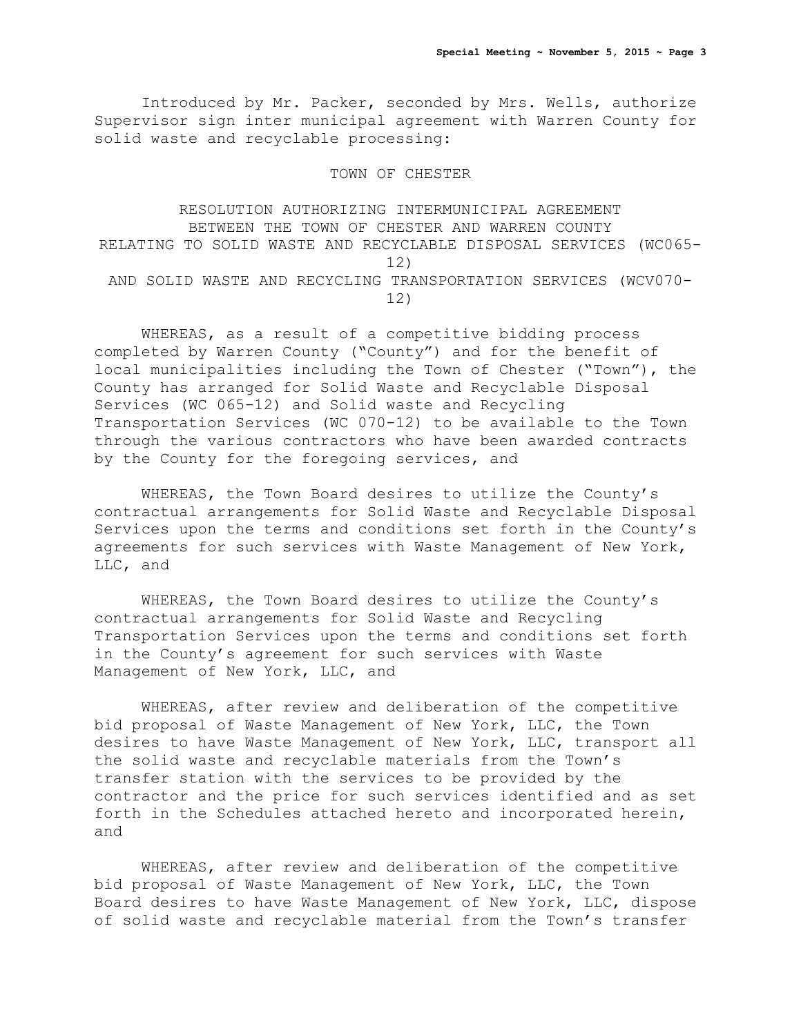Introduced by Mr. Packer, seconded by Mrs. Wells, authorize Supervisor sign inter municipal agreement with Warren County for solid waste and recyclable processing:

TOWN OF CHESTER

RESOLUTION AUTHORIZING INTERMUNICIPAL AGREEMENT BETWEEN THE TOWN OF CHESTER AND WARREN COUNTY RELATING TO SOLID WASTE AND RECYCLABLE DISPOSAL SERVICES (WC065-12) AND SOLID WASTE AND RECYCLING TRANSPORTATION SERVICES (WCV070-12)

WHEREAS, as a result of a competitive bidding process completed by Warren County ("County") and for the benefit of local municipalities including the Town of Chester ("Town"), the County has arranged for Solid Waste and Recyclable Disposal Services (WC 065-12) and Solid waste and Recycling Transportation Services (WC 070-12) to be available to the Town through the various contractors who have been awarded contracts by the County for the foregoing services, and

WHEREAS, the Town Board desires to utilize the County's contractual arrangements for Solid Waste and Recyclable Disposal Services upon the terms and conditions set forth in the County's agreements for such services with Waste Management of New York, LLC, and

WHEREAS, the Town Board desires to utilize the County's contractual arrangements for Solid Waste and Recycling Transportation Services upon the terms and conditions set forth in the County's agreement for such services with Waste Management of New York, LLC, and

WHEREAS, after review and deliberation of the competitive bid proposal of Waste Management of New York, LLC, the Town desires to have Waste Management of New York, LLC, transport all the solid waste and recyclable materials from the Town's transfer station with the services to be provided by the contractor and the price for such services identified and as set forth in the Schedules attached hereto and incorporated herein, and

WHEREAS, after review and deliberation of the competitive bid proposal of Waste Management of New York, LLC, the Town Board desires to have Waste Management of New York, LLC, dispose of solid waste and recyclable material from the Town's transfer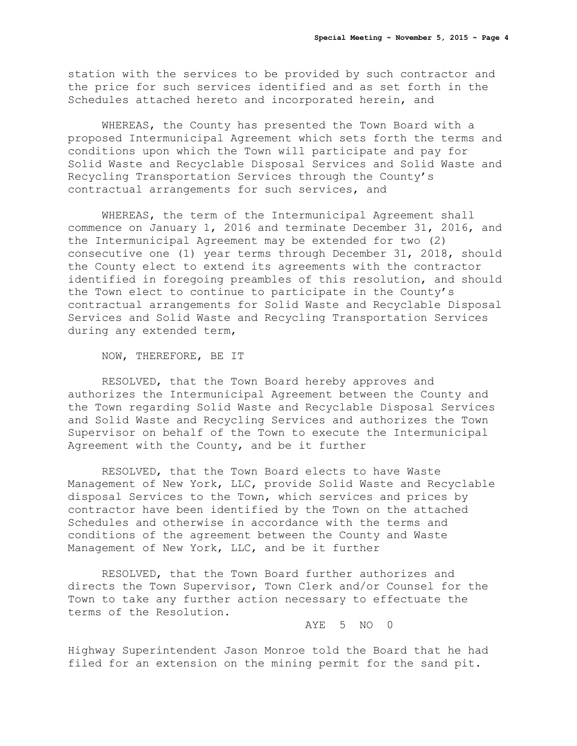station with the services to be provided by such contractor and the price for such services identified and as set forth in the Schedules attached hereto and incorporated herein, and

WHEREAS, the County has presented the Town Board with a proposed Intermunicipal Agreement which sets forth the terms and conditions upon which the Town will participate and pay for Solid Waste and Recyclable Disposal Services and Solid Waste and Recycling Transportation Services through the County's contractual arrangements for such services, and

WHEREAS, the term of the Intermunicipal Agreement shall commence on January 1, 2016 and terminate December 31, 2016, and the Intermunicipal Agreement may be extended for two (2) consecutive one (1) year terms through December 31, 2018, should the County elect to extend its agreements with the contractor identified in foregoing preambles of this resolution, and should the Town elect to continue to participate in the County's contractual arrangements for Solid Waste and Recyclable Disposal Services and Solid Waste and Recycling Transportation Services during any extended term,

NOW, THEREFORE, BE IT

RESOLVED, that the Town Board hereby approves and authorizes the Intermunicipal Agreement between the County and the Town regarding Solid Waste and Recyclable Disposal Services and Solid Waste and Recycling Services and authorizes the Town Supervisor on behalf of the Town to execute the Intermunicipal Agreement with the County, and be it further

RESOLVED, that the Town Board elects to have Waste Management of New York, LLC, provide Solid Waste and Recyclable disposal Services to the Town, which services and prices by contractor have been identified by the Town on the attached Schedules and otherwise in accordance with the terms and conditions of the agreement between the County and Waste Management of New York, LLC, and be it further

RESOLVED, that the Town Board further authorizes and directs the Town Supervisor, Town Clerk and/or Counsel for the Town to take any further action necessary to effectuate the terms of the Resolution.

AYE 5 NO 0

Highway Superintendent Jason Monroe told the Board that he had filed for an extension on the mining permit for the sand pit.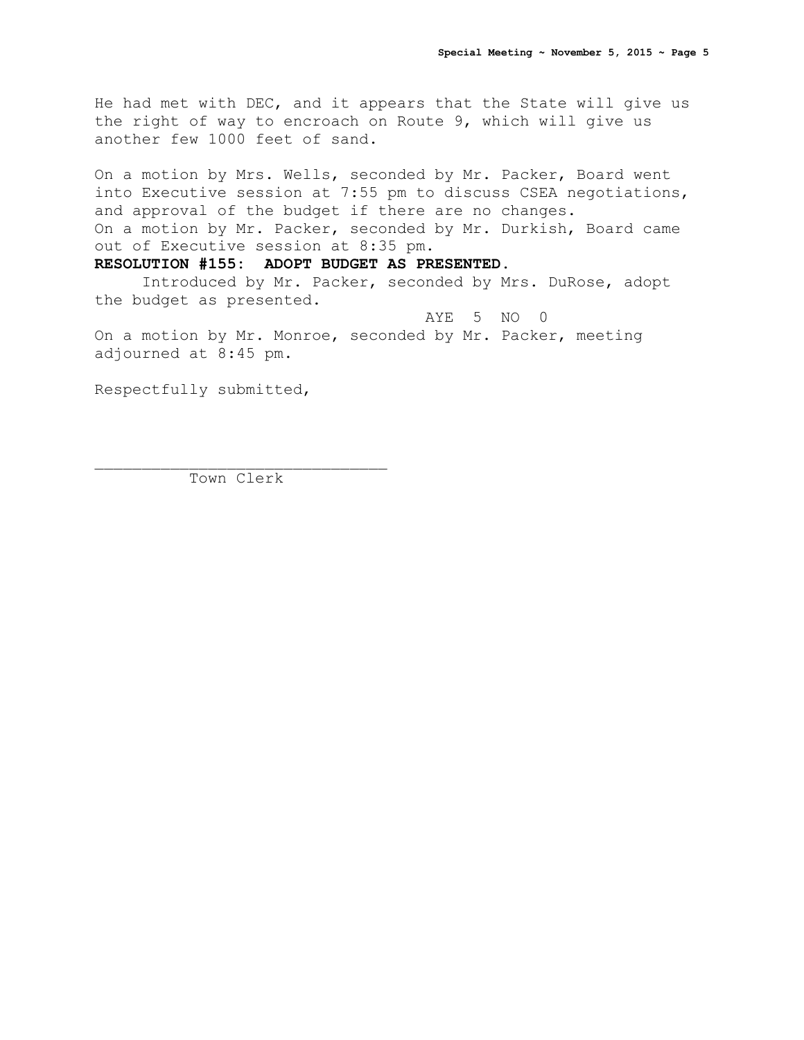He had met with DEC, and it appears that the State will give us the right of way to encroach on Route 9, which will give us another few 1000 feet of sand.

On a motion by Mrs. Wells, seconded by Mr. Packer, Board went into Executive session at 7:55 pm to discuss CSEA negotiations, and approval of the budget if there are no changes.
On a motion by Mr. Packer, seconded by Mr. Durkish, Board came out of Executive session at 8:35 pm.

**RESOLUTION #155: ADOPT BUDGET AS PRESENTED.**

Introduced by Mr. Packer, seconded by Mrs. DuRose, adopt the budget as presented.

AYE 5 NO 0

On a motion by Mr. Monroe, seconded by Mr. Packer, meeting adjourned at 8:45 pm.

Respectfully submitted,

______________________________
Town Clerk